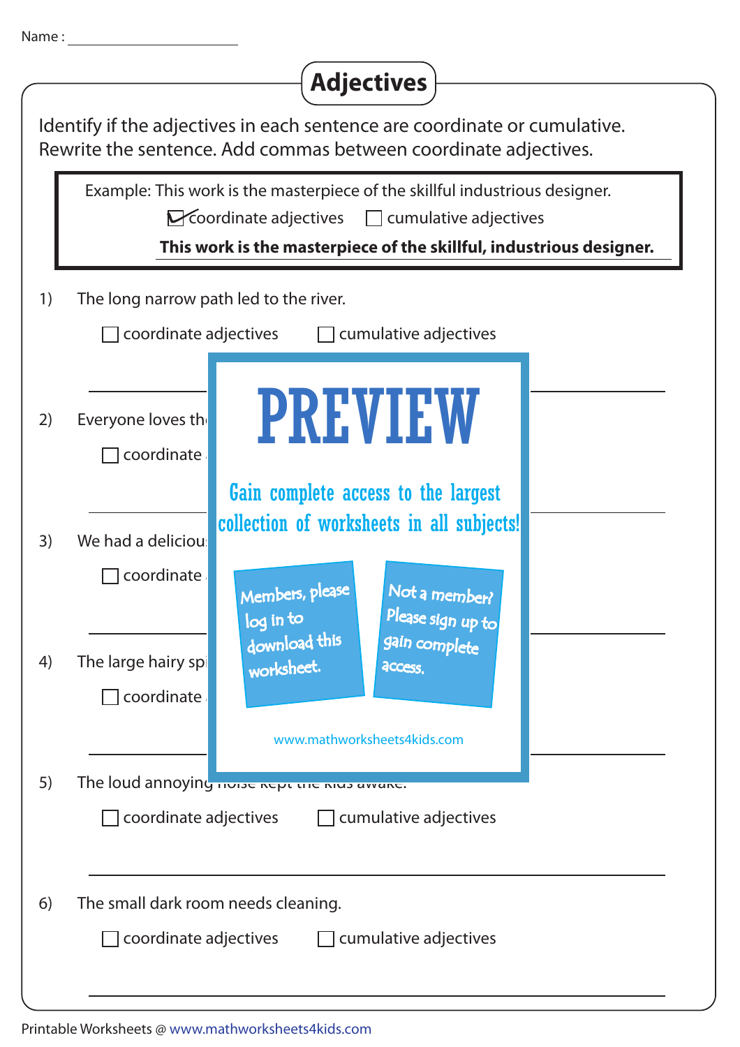Name : ____________________

# Adjectives

Identify if the adjectives in each sentence are coordinate or cumulative.
Rewrite the sentence. Add commas between coordinate adjectives.

> Example: This work is the masterpiece of the skillful industrious designer.
>
> ☑ coordinate adjectives ☐ cumulative adjectives
>
> **This work is the masterpiece of the skillful, industrious designer.**

1) The long narrow path led to the river.

☐ coordinate adjectives ☐ cumulative adjectives

_______________________________________________

2) Everyone loves th

☐ coordinate

_______________________________________________

3) We had a deliciou

☐ coordinate

_______________________________________________

4) The large hairy spi

☐ coordinate

_______________________________________________

PREVIEW

Gain complete access to the largest collection of worksheets in all subjects!

Members, please log in to download this worksheet.

Not a member? Please sign up to gain complete access.

www.mathworksheets4kids.com

5) The loud annoying noise kept the kids awake.

☐ coordinate adjectives ☐ cumulative adjectives

_______________________________________________

6) The small dark room needs cleaning.

☐ coordinate adjectives ☐ cumulative adjectives

_______________________________________________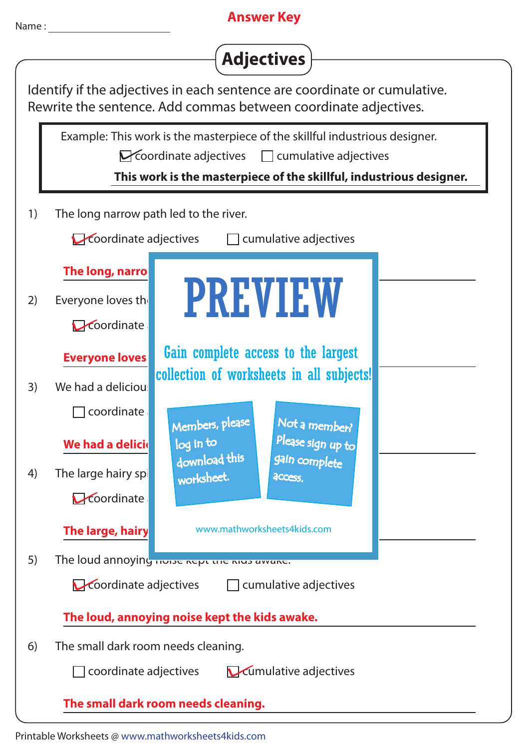Name : ____________________

**Answer Key**

# Adjectives

Identify if the adjectives in each sentence are coordinate or cumulative.
Rewrite the sentence. Add commas between coordinate adjectives.

Example: This work is the masterpiece of the skillful industrious designer.

☑ coordinate adjectives ☐ cumulative adjectives

**This work is the masterpiece of the skillful, industrious designer.**

1) The long narrow path led to the river.

☑ coordinate adjectives ☐ cumulative adjectives

**The long, narro**

2) Everyone loves th

☑ coordinate

**Everyone loves**

3) We had a deliciou

☐ coordinate

**We had a delici**

4) The large hairy spi

☑ coordinate

**The large, hairy**

PREVIEW

Gain complete access to the largest collection of worksheets in all subjects!

Members, please log in to download this worksheet.

Not a member? Please sign up to gain complete access.

www.mathworksheets4kids.com

5) The loud annoying noise kept the kids awake.

☑ coordinate adjectives ☐ cumulative adjectives

**The loud, annoying noise kept the kids awake.**

6) The small dark room needs cleaning.

☐ coordinate adjectives ☑ cumulative adjectives

**The small dark room needs cleaning.**

Printable Worksheets @ www.mathworksheets4kids.com